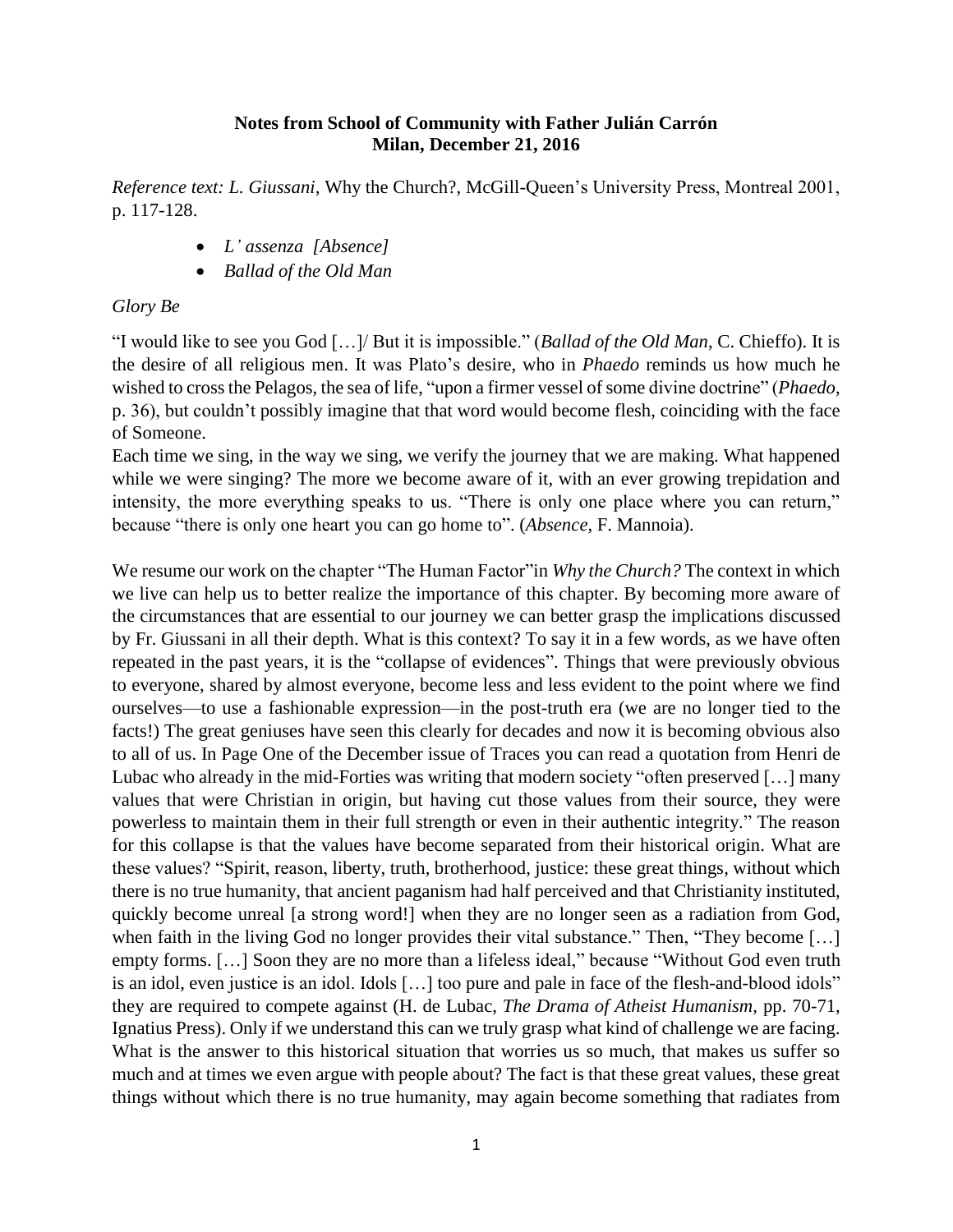**Notes from School of Community with Father Julián Carrón**
**Milan, December 21, 2016**

*Reference text: L. Giussani,* Why the Church?, McGill-Queen's University Press, Montreal 2001, p. 117-128.

- *L' assenza [Absence]*
- *Ballad of the Old Man*

*Glory Be*

"I would like to see you God […]/ But it is impossible." (*Ballad of the Old Man*, C. Chieffo). It is the desire of all religious men. It was Plato's desire, who in *Phaedo* reminds us how much he wished to cross the Pelagos, the sea of life, "upon a firmer vessel of some divine doctrine" (*Phaedo*, p. 36), but couldn't possibly imagine that that word would become flesh, coinciding with the face of Someone.

Each time we sing, in the way we sing, we verify the journey that we are making. What happened while we were singing? The more we become aware of it, with an ever growing trepidation and intensity, the more everything speaks to us. "There is only one place where you can return," because "there is only one heart you can go home to". (*Absence*, F. Mannoia).

We resume our work on the chapter "The Human Factor"in *Why the Church?* The context in which we live can help us to better realize the importance of this chapter. By becoming more aware of the circumstances that are essential to our journey we can better grasp the implications discussed by Fr. Giussani in all their depth. What is this context? To say it in a few words, as we have often repeated in the past years, it is the "collapse of evidences". Things that were previously obvious to everyone, shared by almost everyone, become less and less evident to the point where we find ourselves—to use a fashionable expression—in the post-truth era (we are no longer tied to the facts!) The great geniuses have seen this clearly for decades and now it is becoming obvious also to all of us. In Page One of the December issue of Traces you can read a quotation from Henri de Lubac who already in the mid-Forties was writing that modern society "often preserved […] many values that were Christian in origin, but having cut those values from their source, they were powerless to maintain them in their full strength or even in their authentic integrity." The reason for this collapse is that the values have become separated from their historical origin. What are these values? "Spirit, reason, liberty, truth, brotherhood, justice: these great things, without which there is no true humanity, that ancient paganism had half perceived and that Christianity instituted, quickly become unreal [a strong word!] when they are no longer seen as a radiation from God, when faith in the living God no longer provides their vital substance." Then, "They become […] empty forms. […] Soon they are no more than a lifeless ideal," because "Without God even truth is an idol, even justice is an idol. Idols […] too pure and pale in face of the flesh-and-blood idols" they are required to compete against (H. de Lubac, *The Drama of Atheist Humanism,* pp. 70-71, Ignatius Press). Only if we understand this can we truly grasp what kind of challenge we are facing. What is the answer to this historical situation that worries us so much, that makes us suffer so much and at times we even argue with people about? The fact is that these great values, these great things without which there is no true humanity, may again become something that radiates from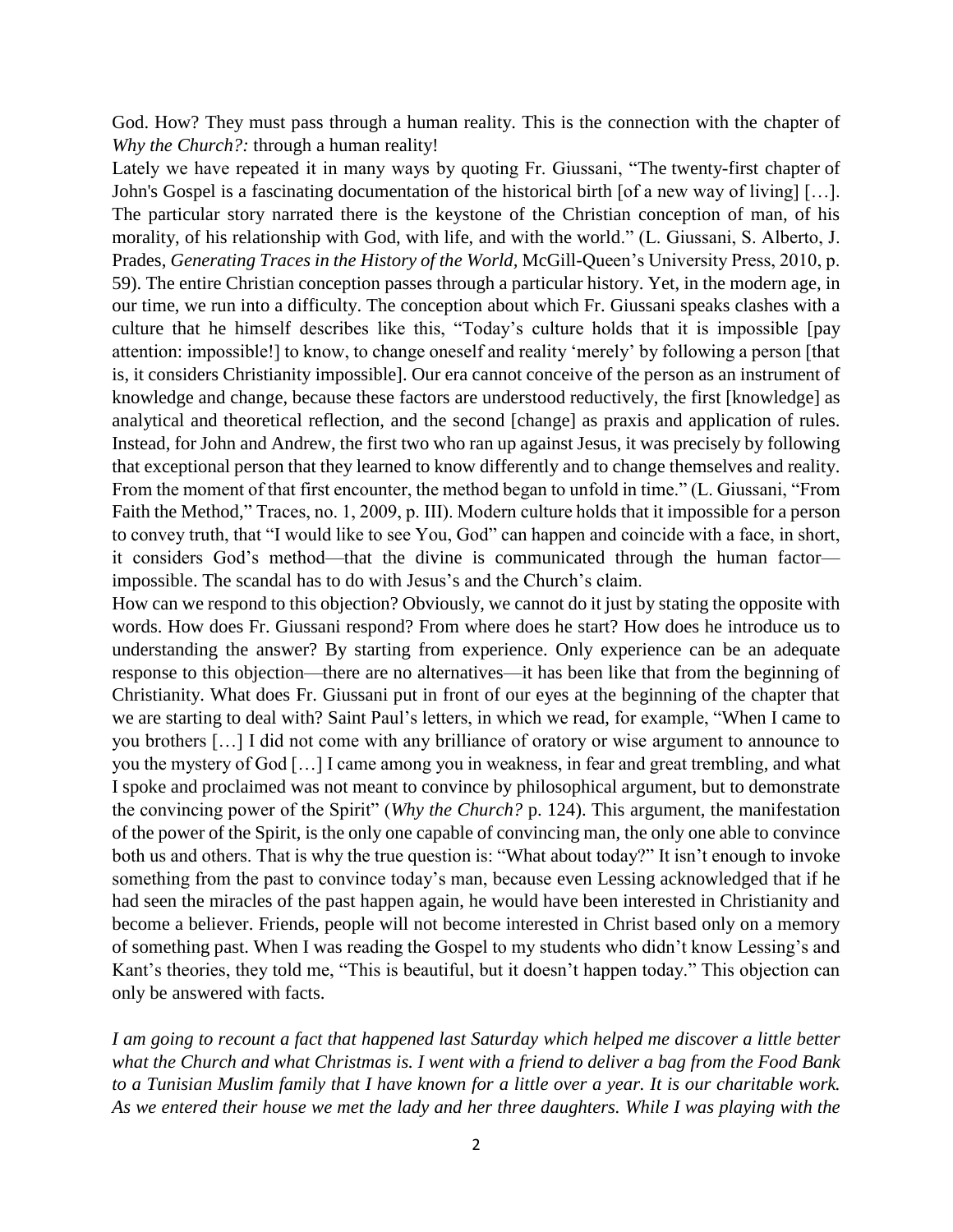God. How? They must pass through a human reality. This is the connection with the chapter of *Why the Church?:* through a human reality!

Lately we have repeated it in many ways by quoting Fr. Giussani, "The twenty-first chapter of John's Gospel is a fascinating documentation of the historical birth [of a new way of living] […]. The particular story narrated there is the keystone of the Christian conception of man, of his morality, of his relationship with God, with life, and with the world." (L. Giussani, S. Alberto, J. Prades, *Generating Traces in the History of the World*, McGill-Queen's University Press, 2010, p. 59). The entire Christian conception passes through a particular history. Yet, in the modern age, in our time, we run into a difficulty. The conception about which Fr. Giussani speaks clashes with a culture that he himself describes like this, "Today's culture holds that it is impossible [pay attention: impossible!] to know, to change oneself and reality 'merely' by following a person [that is, it considers Christianity impossible]. Our era cannot conceive of the person as an instrument of knowledge and change, because these factors are understood reductively, the first [knowledge] as analytical and theoretical reflection, and the second [change] as praxis and application of rules. Instead, for John and Andrew, the first two who ran up against Jesus, it was precisely by following that exceptional person that they learned to know differently and to change themselves and reality. From the moment of that first encounter, the method began to unfold in time." (L. Giussani, "From Faith the Method," Traces, no. 1, 2009, p. III). Modern culture holds that it impossible for a person to convey truth, that "I would like to see You, God" can happen and coincide with a face, in short, it considers God's method—that the divine is communicated through the human factor—impossible. The scandal has to do with Jesus's and the Church's claim.

How can we respond to this objection? Obviously, we cannot do it just by stating the opposite with words. How does Fr. Giussani respond? From where does he start? How does he introduce us to understanding the answer? By starting from experience. Only experience can be an adequate response to this objection—there are no alternatives—it has been like that from the beginning of Christianity. What does Fr. Giussani put in front of our eyes at the beginning of the chapter that we are starting to deal with? Saint Paul's letters, in which we read, for example, "When I came to you brothers […] I did not come with any brilliance of oratory or wise argument to announce to you the mystery of God […] I came among you in weakness, in fear and great trembling, and what I spoke and proclaimed was not meant to convince by philosophical argument, but to demonstrate the convincing power of the Spirit" (*Why the Church?* p. 124). This argument, the manifestation of the power of the Spirit, is the only one capable of convincing man, the only one able to convince both us and others. That is why the true question is: "What about today?" It isn't enough to invoke something from the past to convince today's man, because even Lessing acknowledged that if he had seen the miracles of the past happen again, he would have been interested in Christianity and become a believer. Friends, people will not become interested in Christ based only on a memory of something past. When I was reading the Gospel to my students who didn't know Lessing's and Kant's theories, they told me, "This is beautiful, but it doesn't happen today." This objection can only be answered with facts.

*I am going to recount a fact that happened last Saturday which helped me discover a little better what the Church and what Christmas is. I went with a friend to deliver a bag from the Food Bank to a Tunisian Muslim family that I have known for a little over a year. It is our charitable work. As we entered their house we met the lady and her three daughters. While I was playing with the*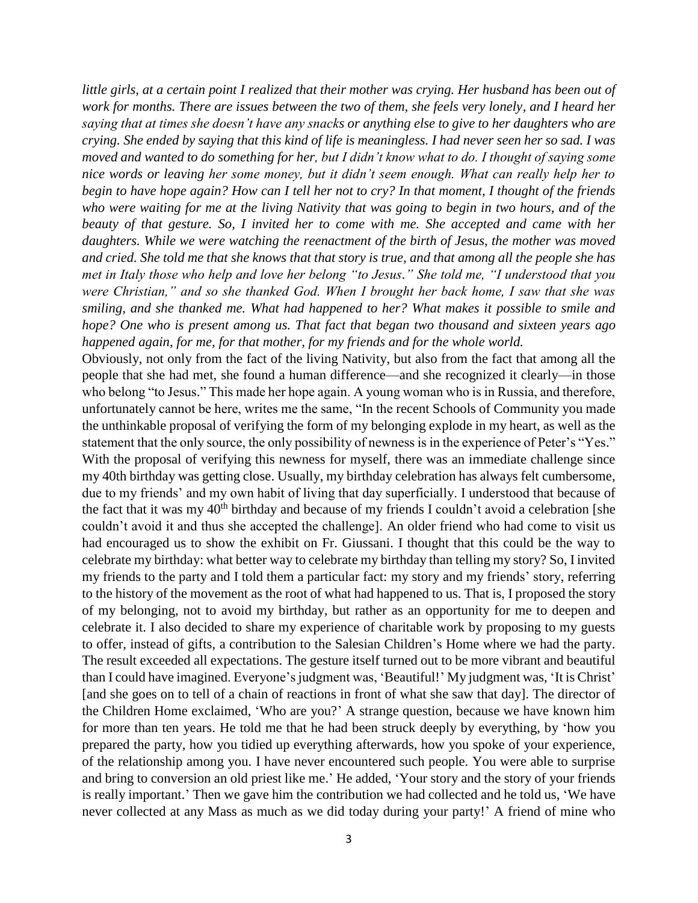*little girls, at a certain point I realized that their mother was crying. Her husband has been out of work for months. There are issues between the two of them, she feels very lonely, and I heard her saying that at times she doesn't have any snacks or anything else to give to her daughters who are crying. She ended by saying that this kind of life is meaningless. I had never seen her so sad. I was moved and wanted to do something for her, but I didn't know what to do. I thought of saying some nice words or leaving her some money, but it didn't seem enough. What can really help her to begin to have hope again? How can I tell her not to cry? In that moment, I thought of the friends who were waiting for me at the living Nativity that was going to begin in two hours, and of the beauty of that gesture. So, I invited her to come with me. She accepted and came with her daughters. While we were watching the reenactment of the birth of Jesus, the mother was moved and cried. She told me that she knows that that story is true, and that among all the people she has met in Italy those who help and love her belong "to Jesus." She told me, "I understood that you were Christian," and so she thanked God. When I brought her back home, I saw that she was smiling, and she thanked me. What had happened to her? What makes it possible to smile and hope? One who is present among us. That fact that began two thousand and sixteen years ago happened again, for me, for that mother, for my friends and for the whole world.*

Obviously, not only from the fact of the living Nativity, but also from the fact that among all the people that she had met, she found a human difference—and she recognized it clearly—in those who belong "to Jesus." This made her hope again. A young woman who is in Russia, and therefore, unfortunately cannot be here, writes me the same, "In the recent Schools of Community you made the unthinkable proposal of verifying the form of my belonging explode in my heart, as well as the statement that the only source, the only possibility of newness is in the experience of Peter's "Yes." With the proposal of verifying this newness for myself, there was an immediate challenge since my 40th birthday was getting close. Usually, my birthday celebration has always felt cumbersome, due to my friends' and my own habit of living that day superficially. I understood that because of the fact that it was my 40th birthday and because of my friends I couldn't avoid a celebration [she couldn't avoid it and thus she accepted the challenge]. An older friend who had come to visit us had encouraged us to show the exhibit on Fr. Giussani. I thought that this could be the way to celebrate my birthday: what better way to celebrate my birthday than telling my story? So, I invited my friends to the party and I told them a particular fact: my story and my friends' story, referring to the history of the movement as the root of what had happened to us. That is, I proposed the story of my belonging, not to avoid my birthday, but rather as an opportunity for me to deepen and celebrate it. I also decided to share my experience of charitable work by proposing to my guests to offer, instead of gifts, a contribution to the Salesian Children's Home where we had the party. The result exceeded all expectations. The gesture itself turned out to be more vibrant and beautiful than I could have imagined. Everyone's judgment was, 'Beautiful!' My judgment was, 'It is Christ' [and she goes on to tell of a chain of reactions in front of what she saw that day]. The director of the Children Home exclaimed, 'Who are you?' A strange question, because we have known him for more than ten years. He told me that he had been struck deeply by everything, by 'how you prepared the party, how you tidied up everything afterwards, how you spoke of your experience, of the relationship among you. I have never encountered such people. You were able to surprise and bring to conversion an old priest like me.' He added, 'Your story and the story of your friends is really important.' Then we gave him the contribution we had collected and he told us, 'We have never collected at any Mass as much as we did today during your party!' A friend of mine who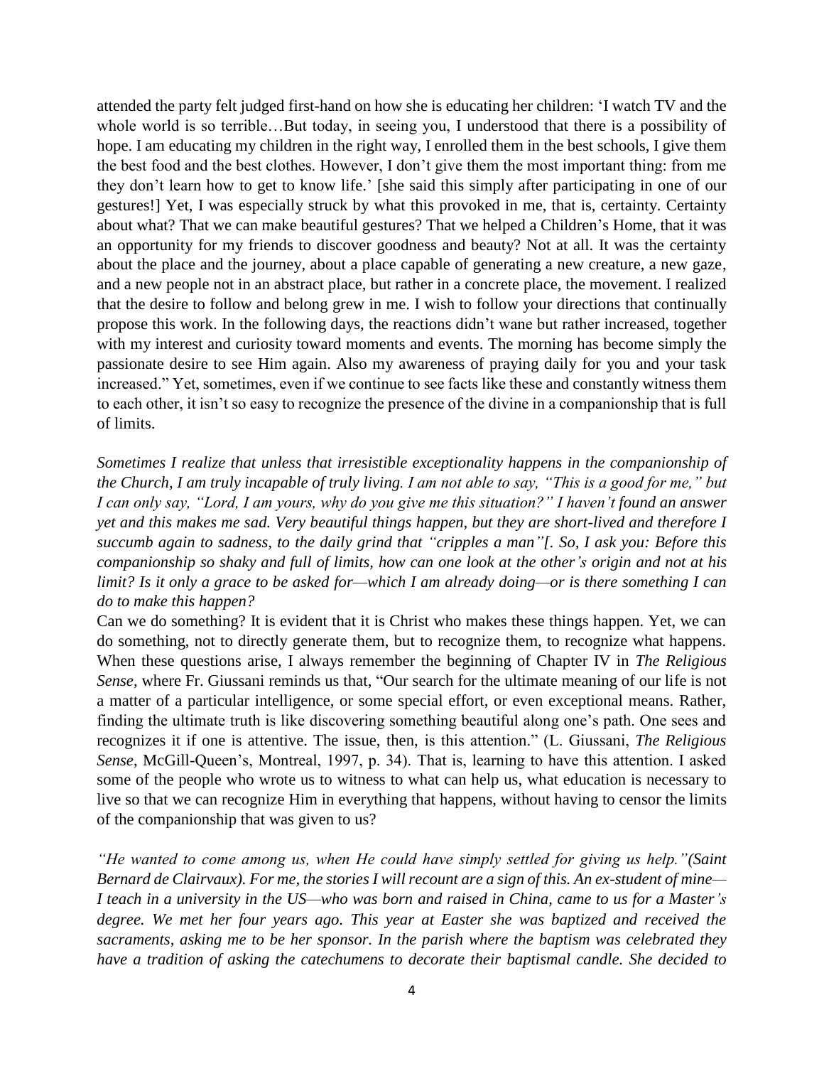attended the party felt judged first-hand on how she is educating her children: 'I watch TV and the whole world is so terrible…But today, in seeing you, I understood that there is a possibility of hope. I am educating my children in the right way, I enrolled them in the best schools, I give them the best food and the best clothes. However, I don't give them the most important thing: from me they don't learn how to get to know life.' [she said this simply after participating in one of our gestures!] Yet, I was especially struck by what this provoked in me, that is, certainty. Certainty about what? That we can make beautiful gestures? That we helped a Children's Home, that it was an opportunity for my friends to discover goodness and beauty? Not at all. It was the certainty about the place and the journey, about a place capable of generating a new creature, a new gaze, and a new people not in an abstract place, but rather in a concrete place, the movement. I realized that the desire to follow and belong grew in me. I wish to follow your directions that continually propose this work. In the following days, the reactions didn't wane but rather increased, together with my interest and curiosity toward moments and events. The morning has become simply the passionate desire to see Him again. Also my awareness of praying daily for you and your task increased." Yet, sometimes, even if we continue to see facts like these and constantly witness them to each other, it isn't so easy to recognize the presence of the divine in a companionship that is full of limits.

*Sometimes I realize that unless that irresistible exceptionality happens in the companionship of the Church, I am truly incapable of truly living. I am not able to say, "This is a good for me," but I can only say, "Lord, I am yours, why do you give me this situation?" I haven't found an answer yet and this makes me sad. Very beautiful things happen, but they are short-lived and therefore I succumb again to sadness, to the daily grind that "cripples a man"[. So, I ask you: Before this companionship so shaky and full of limits, how can one look at the other's origin and not at his limit? Is it only a grace to be asked for—which I am already doing—or is there something I can do to make this happen?*

Can we do something? It is evident that it is Christ who makes these things happen. Yet, we can do something, not to directly generate them, but to recognize them, to recognize what happens. When these questions arise, I always remember the beginning of Chapter IV in *The Religious Sense*, where Fr. Giussani reminds us that, "Our search for the ultimate meaning of our life is not a matter of a particular intelligence, or some special effort, or even exceptional means. Rather, finding the ultimate truth is like discovering something beautiful along one's path. One sees and recognizes it if one is attentive. The issue, then, is this attention." (L. Giussani, *The Religious Sense*, McGill-Queen's, Montreal, 1997, p. 34). That is, learning to have this attention. I asked some of the people who wrote us to witness to what can help us, what education is necessary to live so that we can recognize Him in everything that happens, without having to censor the limits of the companionship that was given to us?

*"He wanted to come among us, when He could have simply settled for giving us help."(Saint Bernard de Clairvaux). For me, the stories I will recount are a sign of this. An ex-student of mine—I teach in a university in the US—who was born and raised in China, came to us for a Master's degree. We met her four years ago. This year at Easter she was baptized and received the sacraments, asking me to be her sponsor. In the parish where the baptism was celebrated they have a tradition of asking the catechumens to decorate their baptismal candle. She decided to*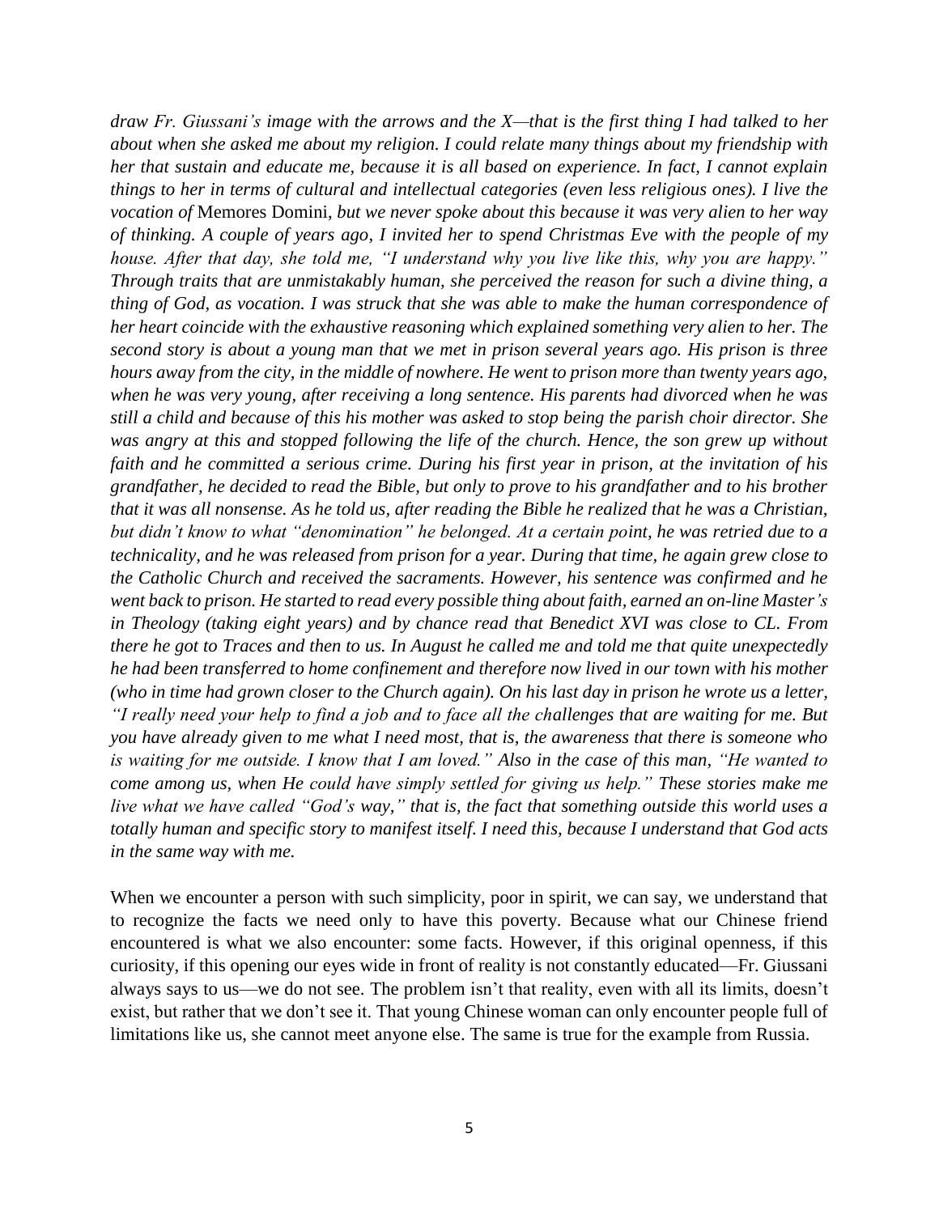*draw Fr. Giussani's image with the arrows and the X—that is the first thing I had talked to her about when she asked me about my religion. I could relate many things about my friendship with her that sustain and educate me, because it is all based on experience. In fact, I cannot explain things to her in terms of cultural and intellectual categories (even less religious ones). I live the vocation of* Memores Domini, *but we never spoke about this because it was very alien to her way of thinking. A couple of years ago, I invited her to spend Christmas Eve with the people of my house. After that day, she told me, "I understand why you live like this, why you are happy." Through traits that are unmistakably human, she perceived the reason for such a divine thing, a thing of God, as vocation. I was struck that she was able to make the human correspondence of her heart coincide with the exhaustive reasoning which explained something very alien to her. The second story is about a young man that we met in prison several years ago. His prison is three hours away from the city, in the middle of nowhere. He went to prison more than twenty years ago, when he was very young, after receiving a long sentence. His parents had divorced when he was still a child and because of this his mother was asked to stop being the parish choir director. She was angry at this and stopped following the life of the church. Hence, the son grew up without faith and he committed a serious crime. During his first year in prison, at the invitation of his grandfather, he decided to read the Bible, but only to prove to his grandfather and to his brother that it was all nonsense. As he told us, after reading the Bible he realized that he was a Christian, but didn't know to what "denomination" he belonged. At a certain point, he was retried due to a technicality, and he was released from prison for a year. During that time, he again grew close to the Catholic Church and received the sacraments. However, his sentence was confirmed and he went back to prison. He started to read every possible thing about faith, earned an on-line Master's in Theology (taking eight years) and by chance read that Benedict XVI was close to CL. From there he got to Traces and then to us. In August he called me and told me that quite unexpectedly he had been transferred to home confinement and therefore now lived in our town with his mother (who in time had grown closer to the Church again). On his last day in prison he wrote us a letter, "I really need your help to find a job and to face all the challenges that are waiting for me. But you have already given to me what I need most, that is, the awareness that there is someone who is waiting for me outside. I know that I am loved." Also in the case of this man, "He wanted to come among us, when He could have simply settled for giving us help." These stories make me live what we have called "God's way," that is, the fact that something outside this world uses a totally human and specific story to manifest itself. I need this, because I understand that God acts in the same way with me.*

When we encounter a person with such simplicity, poor in spirit, we can say, we understand that to recognize the facts we need only to have this poverty. Because what our Chinese friend encountered is what we also encounter: some facts. However, if this original openness, if this curiosity, if this opening our eyes wide in front of reality is not constantly educated—Fr. Giussani always says to us—we do not see. The problem isn't that reality, even with all its limits, doesn't exist, but rather that we don't see it. That young Chinese woman can only encounter people full of limitations like us, she cannot meet anyone else. The same is true for the example from Russia.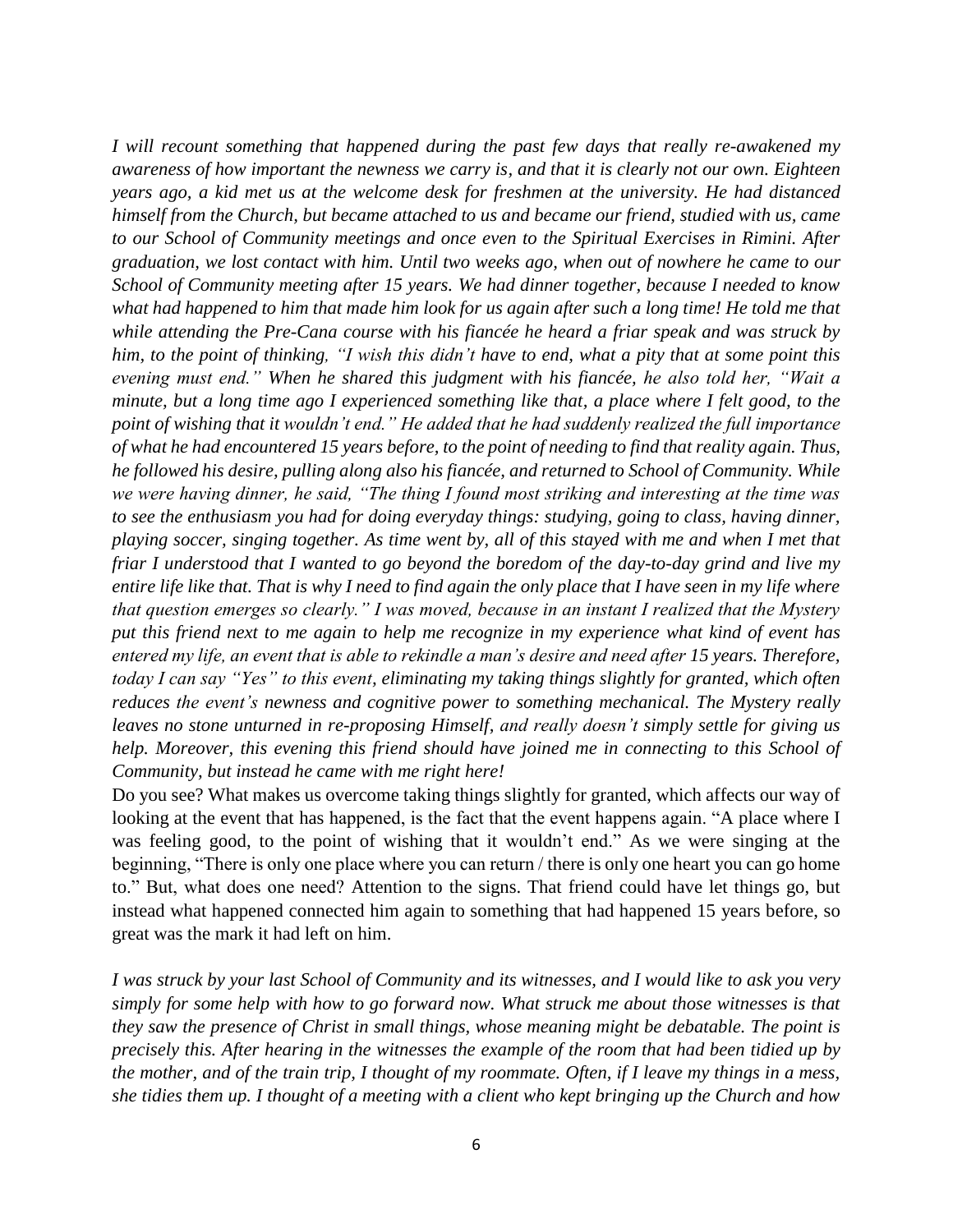*I will recount something that happened during the past few days that really re-awakened my awareness of how important the newness we carry is, and that it is clearly not our own. Eighteen years ago, a kid met us at the welcome desk for freshmen at the university. He had distanced himself from the Church, but became attached to us and became our friend, studied with us, came to our School of Community meetings and once even to the Spiritual Exercises in Rimini. After graduation, we lost contact with him. Until two weeks ago, when out of nowhere he came to our School of Community meeting after 15 years. We had dinner together, because I needed to know what had happened to him that made him look for us again after such a long time! He told me that while attending the Pre-Cana course with his fiancée he heard a friar speak and was struck by him, to the point of thinking, "I wish this didn't have to end, what a pity that at some point this evening must end." When he shared this judgment with his fiancée, he also told her, "Wait a minute, but a long time ago I experienced something like that, a place where I felt good, to the point of wishing that it wouldn't end." He added that he had suddenly realized the full importance of what he had encountered 15 years before, to the point of needing to find that reality again. Thus, he followed his desire, pulling along also his fiancée, and returned to School of Community. While we were having dinner, he said, "The thing I found most striking and interesting at the time was to see the enthusiasm you had for doing everyday things: studying, going to class, having dinner, playing soccer, singing together. As time went by, all of this stayed with me and when I met that friar I understood that I wanted to go beyond the boredom of the day-to-day grind and live my entire life like that. That is why I need to find again the only place that I have seen in my life where that question emerges so clearly." I was moved, because in an instant I realized that the Mystery put this friend next to me again to help me recognize in my experience what kind of event has entered my life, an event that is able to rekindle a man's desire and need after 15 years. Therefore, today I can say "Yes" to this event, eliminating my taking things slightly for granted, which often reduces the event's newness and cognitive power to something mechanical. The Mystery really leaves no stone unturned in re-proposing Himself, and really doesn't simply settle for giving us help. Moreover, this evening this friend should have joined me in connecting to this School of Community, but instead he came with me right here!*

Do you see? What makes us overcome taking things slightly for granted, which affects our way of looking at the event that has happened, is the fact that the event happens again. "A place where I was feeling good, to the point of wishing that it wouldn't end." As we were singing at the beginning, "There is only one place where you can return / there is only one heart you can go home to." But, what does one need? Attention to the signs. That friend could have let things go, but instead what happened connected him again to something that had happened 15 years before, so great was the mark it had left on him.

*I was struck by your last School of Community and its witnesses, and I would like to ask you very simply for some help with how to go forward now. What struck me about those witnesses is that they saw the presence of Christ in small things, whose meaning might be debatable. The point is precisely this. After hearing in the witnesses the example of the room that had been tidied up by the mother, and of the train trip, I thought of my roommate. Often, if I leave my things in a mess, she tidies them up. I thought of a meeting with a client who kept bringing up the Church and how*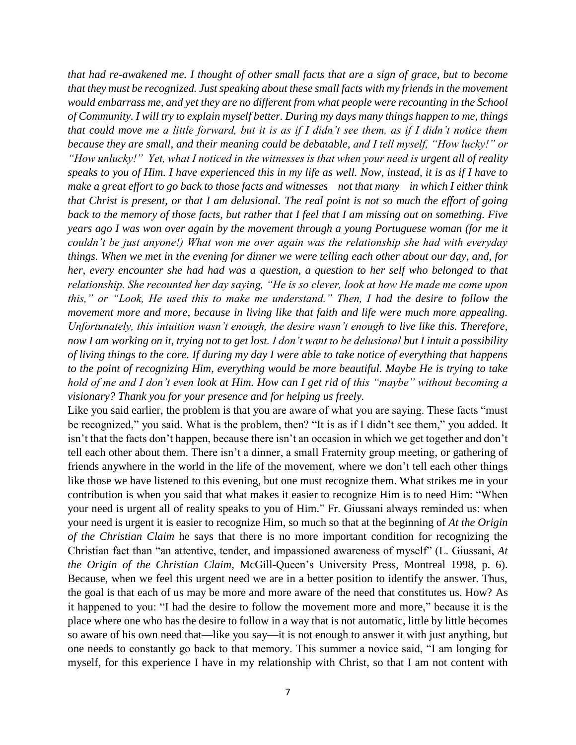*that had re-awakened me. I thought of other small facts that are a sign of grace, but to become that they must be recognized. Just speaking about these small facts with my friends in the movement would embarrass me, and yet they are no different from what people were recounting in the School of Community. I will try to explain myself better. During my days many things happen to me, things that could move me a little forward, but it is as if I didn't see them, as if I didn't notice them because they are small, and their meaning could be debatable, and I tell myself, "How lucky!" or "How unlucky!" Yet, what I noticed in the witnesses is that when your need is urgent all of reality speaks to you of Him. I have experienced this in my life as well. Now, instead, it is as if I have to make a great effort to go back to those facts and witnesses—not that many—in which I either think that Christ is present, or that I am delusional. The real point is not so much the effort of going back to the memory of those facts, but rather that I feel that I am missing out on something. Five years ago I was won over again by the movement through a young Portuguese woman (for me it couldn't be just anyone!) What won me over again was the relationship she had with everyday things. When we met in the evening for dinner we were telling each other about our day, and, for her, every encounter she had had was a question, a question to her self who belonged to that relationship. She recounted her day saying, "He is so clever, look at how He made me come upon this," or "Look, He used this to make me understand." Then, I had the desire to follow the movement more and more, because in living like that faith and life were much more appealing. Unfortunately, this intuition wasn't enough, the desire wasn't enough to live like this. Therefore, now I am working on it, trying not to get lost. I don't want to be delusional but I intuit a possibility of living things to the core. If during my day I were able to take notice of everything that happens to the point of recognizing Him, everything would be more beautiful. Maybe He is trying to take hold of me and I don't even look at Him. How can I get rid of this "maybe" without becoming a visionary? Thank you for your presence and for helping us freely.*

Like you said earlier, the problem is that you are aware of what you are saying. These facts "must be recognized," you said. What is the problem, then? "It is as if I didn't see them," you added. It isn't that the facts don't happen, because there isn't an occasion in which we get together and don't tell each other about them. There isn't a dinner, a small Fraternity group meeting, or gathering of friends anywhere in the world in the life of the movement, where we don't tell each other things like those we have listened to this evening, but one must recognize them. What strikes me in your contribution is when you said that what makes it easier to recognize Him is to need Him: "When your need is urgent all of reality speaks to you of Him." Fr. Giussani always reminded us: when your need is urgent it is easier to recognize Him, so much so that at the beginning of *At the Origin of the Christian Claim* he says that there is no more important condition for recognizing the Christian fact than "an attentive, tender, and impassioned awareness of myself" (L. Giussani, *At the Origin of the Christian Claim,* McGill-Queen's University Press, Montreal 1998, p. 6). Because, when we feel this urgent need we are in a better position to identify the answer. Thus, the goal is that each of us may be more and more aware of the need that constitutes us. How? As it happened to you: "I had the desire to follow the movement more and more," because it is the place where one who has the desire to follow in a way that is not automatic, little by little becomes so aware of his own need that—like you say—it is not enough to answer it with just anything, but one needs to constantly go back to that memory. This summer a novice said, "I am longing for myself, for this experience I have in my relationship with Christ, so that I am not content with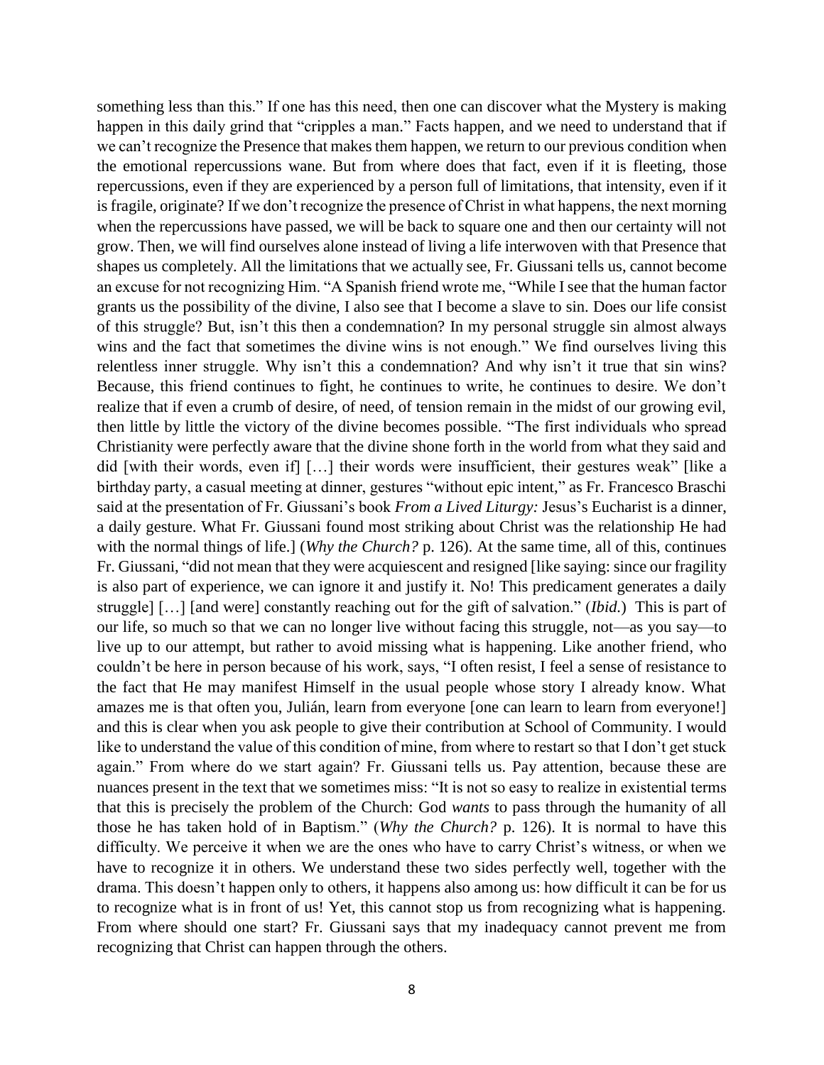something less than this." If one has this need, then one can discover what the Mystery is making happen in this daily grind that "cripples a man." Facts happen, and we need to understand that if we can't recognize the Presence that makes them happen, we return to our previous condition when the emotional repercussions wane. But from where does that fact, even if it is fleeting, those repercussions, even if they are experienced by a person full of limitations, that intensity, even if it is fragile, originate? If we don't recognize the presence of Christ in what happens, the next morning when the repercussions have passed, we will be back to square one and then our certainty will not grow. Then, we will find ourselves alone instead of living a life interwoven with that Presence that shapes us completely. All the limitations that we actually see, Fr. Giussani tells us, cannot become an excuse for not recognizing Him. "A Spanish friend wrote me, "While I see that the human factor grants us the possibility of the divine, I also see that I become a slave to sin. Does our life consist of this struggle? But, isn't this then a condemnation? In my personal struggle sin almost always wins and the fact that sometimes the divine wins is not enough." We find ourselves living this relentless inner struggle. Why isn't this a condemnation? And why isn't it true that sin wins? Because, this friend continues to fight, he continues to write, he continues to desire. We don't realize that if even a crumb of desire, of need, of tension remain in the midst of our growing evil, then little by little the victory of the divine becomes possible. "The first individuals who spread Christianity were perfectly aware that the divine shone forth in the world from what they said and did [with their words, even if] […] their words were insufficient, their gestures weak" [like a birthday party, a casual meeting at dinner, gestures "without epic intent," as Fr. Francesco Braschi said at the presentation of Fr. Giussani's book *From a Lived Liturgy:* Jesus's Eucharist is a dinner, a daily gesture. What Fr. Giussani found most striking about Christ was the relationship He had with the normal things of life.] (*Why the Church?* p. 126). At the same time, all of this, continues Fr. Giussani, "did not mean that they were acquiescent and resigned [like saying: since our fragility is also part of experience, we can ignore it and justify it. No! This predicament generates a daily struggle] […] [and were] constantly reaching out for the gift of salvation." (*Ibid.*) This is part of our life, so much so that we can no longer live without facing this struggle, not—as you say—to live up to our attempt, but rather to avoid missing what is happening. Like another friend, who couldn't be here in person because of his work, says, "I often resist, I feel a sense of resistance to the fact that He may manifest Himself in the usual people whose story I already know. What amazes me is that often you, Julián, learn from everyone [one can learn to learn from everyone!] and this is clear when you ask people to give their contribution at School of Community. I would like to understand the value of this condition of mine, from where to restart so that I don't get stuck again." From where do we start again? Fr. Giussani tells us. Pay attention, because these are nuances present in the text that we sometimes miss: "It is not so easy to realize in existential terms that this is precisely the problem of the Church: God *wants* to pass through the humanity of all those he has taken hold of in Baptism." (*Why the Church?* p. 126). It is normal to have this difficulty. We perceive it when we are the ones who have to carry Christ's witness, or when we have to recognize it in others. We understand these two sides perfectly well, together with the drama. This doesn't happen only to others, it happens also among us: how difficult it can be for us to recognize what is in front of us! Yet, this cannot stop us from recognizing what is happening. From where should one start? Fr. Giussani says that my inadequacy cannot prevent me from recognizing that Christ can happen through the others.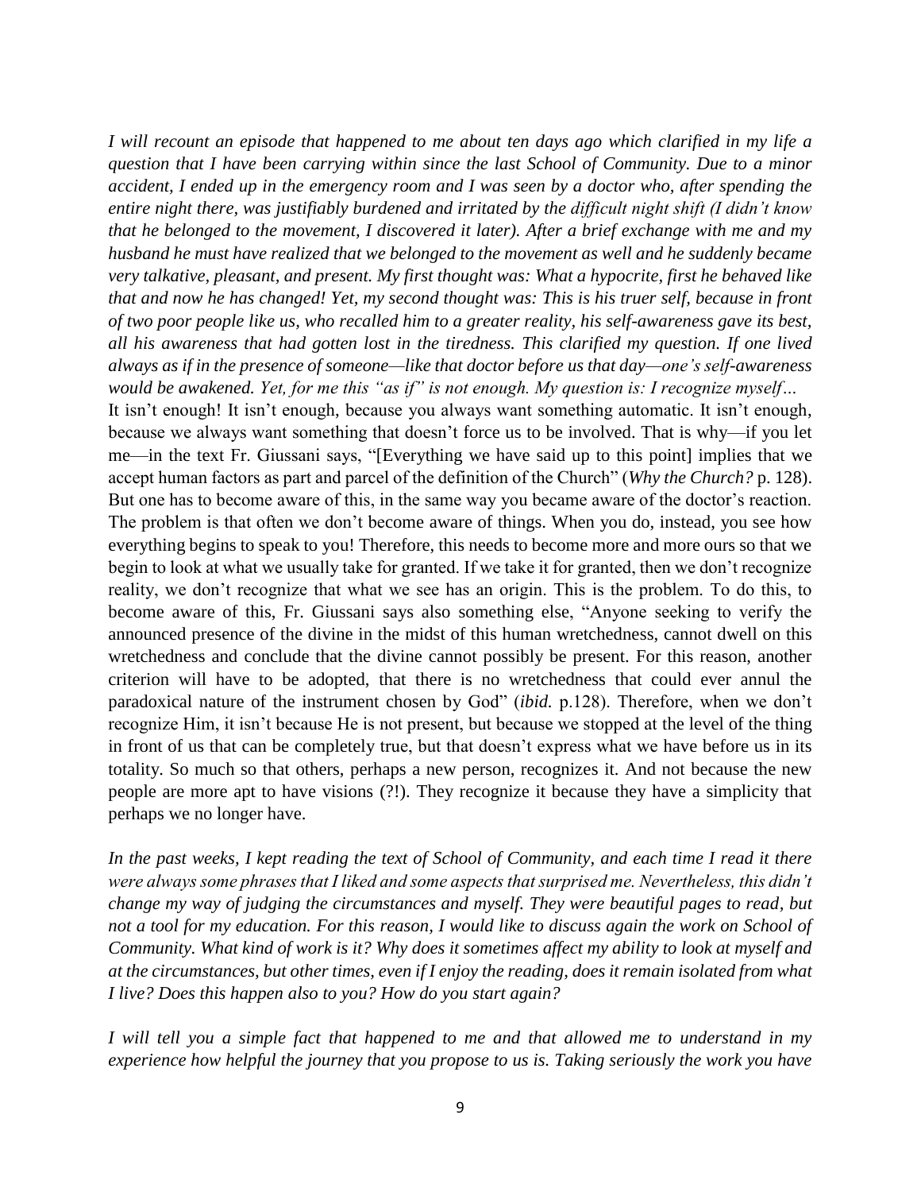*I will recount an episode that happened to me about ten days ago which clarified in my life a question that I have been carrying within since the last School of Community. Due to a minor accident, I ended up in the emergency room and I was seen by a doctor who, after spending the entire night there, was justifiably burdened and irritated by the difficult night shift (I didn't know that he belonged to the movement, I discovered it later). After a brief exchange with me and my husband he must have realized that we belonged to the movement as well and he suddenly became very talkative, pleasant, and present. My first thought was: What a hypocrite, first he behaved like that and now he has changed! Yet, my second thought was: This is his truer self, because in front of two poor people like us, who recalled him to a greater reality, his self-awareness gave its best, all his awareness that had gotten lost in the tiredness. This clarified my question. If one lived always as if in the presence of someone—like that doctor before us that day—one's self-awareness would be awakened. Yet, for me this "as if" is not enough. My question is: I recognize myself…*

It isn't enough! It isn't enough, because you always want something automatic. It isn't enough, because we always want something that doesn't force us to be involved. That is why—if you let me—in the text Fr. Giussani says, "[Everything we have said up to this point] implies that we accept human factors as part and parcel of the definition of the Church" (*Why the Church?* p. 128). But one has to become aware of this, in the same way you became aware of the doctor's reaction. The problem is that often we don't become aware of things. When you do, instead, you see how everything begins to speak to you! Therefore, this needs to become more and more ours so that we begin to look at what we usually take for granted. If we take it for granted, then we don't recognize reality, we don't recognize that what we see has an origin. This is the problem. To do this, to become aware of this, Fr. Giussani says also something else, "Anyone seeking to verify the announced presence of the divine in the midst of this human wretchedness, cannot dwell on this wretchedness and conclude that the divine cannot possibly be present. For this reason, another criterion will have to be adopted, that there is no wretchedness that could ever annul the paradoxical nature of the instrument chosen by God" (*ibid.* p.128). Therefore, when we don't recognize Him, it isn't because He is not present, but because we stopped at the level of the thing in front of us that can be completely true, but that doesn't express what we have before us in its totality. So much so that others, perhaps a new person, recognizes it. And not because the new people are more apt to have visions (?!). They recognize it because they have a simplicity that perhaps we no longer have.

*In the past weeks, I kept reading the text of School of Community, and each time I read it there were always some phrases that I liked and some aspects that surprised me. Nevertheless, this didn't change my way of judging the circumstances and myself. They were beautiful pages to read, but not a tool for my education. For this reason, I would like to discuss again the work on School of Community. What kind of work is it? Why does it sometimes affect my ability to look at myself and at the circumstances, but other times, even if I enjoy the reading, does it remain isolated from what I live? Does this happen also to you? How do you start again?*

*I will tell you a simple fact that happened to me and that allowed me to understand in my experience how helpful the journey that you propose to us is. Taking seriously the work you have*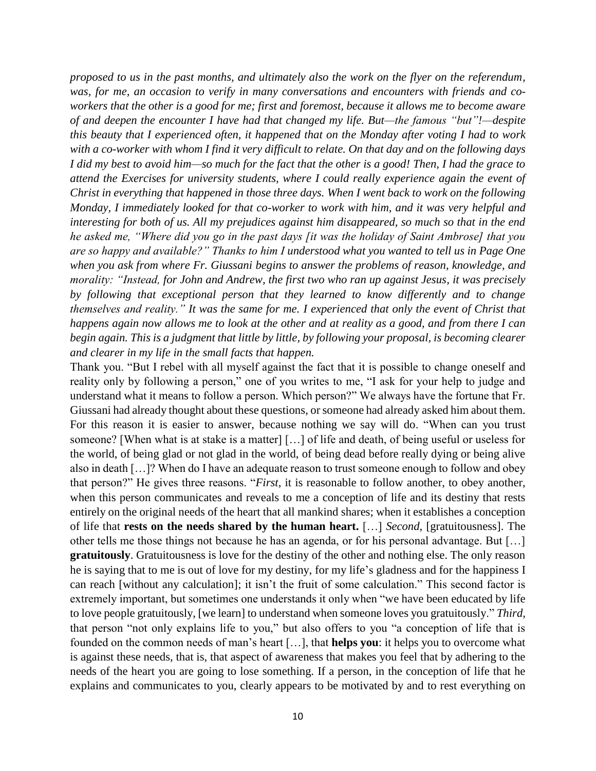*proposed to us in the past months, and ultimately also the work on the flyer on the referendum, was, for me, an occasion to verify in many conversations and encounters with friends and co-workers that the other is a good for me; first and foremost, because it allows me to become aware of and deepen the encounter I have had that changed my life. But—the famous "but"!—despite this beauty that I experienced often, it happened that on the Monday after voting I had to work with a co-worker with whom I find it very difficult to relate. On that day and on the following days I did my best to avoid him—so much for the fact that the other is a good! Then, I had the grace to attend the Exercises for university students, where I could really experience again the event of Christ in everything that happened in those three days. When I went back to work on the following Monday, I immediately looked for that co-worker to work with him, and it was very helpful and interesting for both of us. All my prejudices against him disappeared, so much so that in the end he asked me, "Where did you go in the past days [it was the holiday of Saint Ambrose] that you are so happy and available?" Thanks to him I understood what you wanted to tell us in Page One when you ask from where Fr. Giussani begins to answer the problems of reason, knowledge, and morality: "Instead, for John and Andrew, the first two who ran up against Jesus, it was precisely by following that exceptional person that they learned to know differently and to change themselves and reality." It was the same for me. I experienced that only the event of Christ that happens again now allows me to look at the other and at reality as a good, and from there I can begin again. This is a judgment that little by little, by following your proposal, is becoming clearer and clearer in my life in the small facts that happen.*

Thank you. "But I rebel with all myself against the fact that it is possible to change oneself and reality only by following a person," one of you writes to me, "I ask for your help to judge and understand what it means to follow a person. Which person?" We always have the fortune that Fr. Giussani had already thought about these questions, or someone had already asked him about them. For this reason it is easier to answer, because nothing we say will do. "When can you trust someone? [When what is at stake is a matter] […] of life and death, of being useful or useless for the world, of being glad or not glad in the world, of being dead before really dying or being alive also in death […]? When do I have an adequate reason to trust someone enough to follow and obey that person?" He gives three reasons. "*First*, it is reasonable to follow another, to obey another, when this person communicates and reveals to me a conception of life and its destiny that rests entirely on the original needs of the heart that all mankind shares; when it establishes a conception of life that **rests on the needs shared by the human heart.** […] *Second*, [gratuitousness]. The other tells me those things not because he has an agenda, or for his personal advantage. But […] **gratuitously**. Gratuitousness is love for the destiny of the other and nothing else. The only reason he is saying that to me is out of love for my destiny, for my life's gladness and for the happiness I can reach [without any calculation]; it isn't the fruit of some calculation." This second factor is extremely important, but sometimes one understands it only when "we have been educated by life to love people gratuitously, [we learn] to understand when someone loves you gratuitously." *Third*, that person "not only explains life to you," but also offers to you "a conception of life that is founded on the common needs of man's heart […], that **helps you**: it helps you to overcome what is against these needs, that is, that aspect of awareness that makes you feel that by adhering to the needs of the heart you are going to lose something. If a person, in the conception of life that he explains and communicates to you, clearly appears to be motivated by and to rest everything on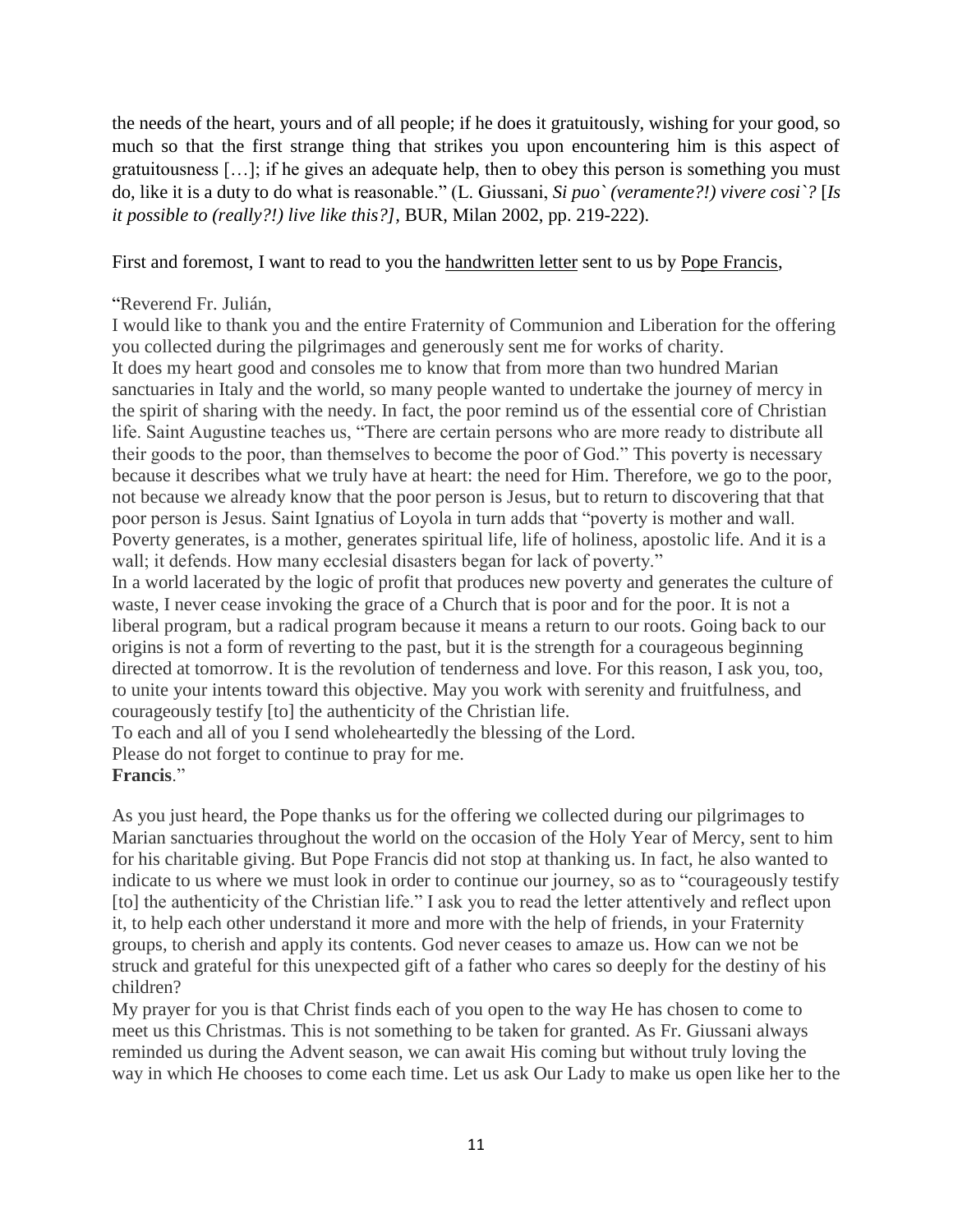the needs of the heart, yours and of all people; if he does it gratuitously, wishing for your good, so much so that the first strange thing that strikes you upon encountering him is this aspect of gratuitousness […]; if he gives an adequate help, then to obey this person is something you must do, like it is a duty to do what is reasonable." (L. Giussani, *Si puo` (veramente?!) vivere cosi`?* [*Is it possible to (really?!) live like this?]*, BUR, Milan 2002, pp. 219-222).

First and foremost, I want to read to you the handwritten letter sent to us by Pope Francis,

"Reverend Fr. Julián,
I would like to thank you and the entire Fraternity of Communion and Liberation for the offering you collected during the pilgrimages and generously sent me for works of charity.
It does my heart good and consoles me to know that from more than two hundred Marian sanctuaries in Italy and the world, so many people wanted to undertake the journey of mercy in the spirit of sharing with the needy. In fact, the poor remind us of the essential core of Christian life. Saint Augustine teaches us, "There are certain persons who are more ready to distribute all their goods to the poor, than themselves to become the poor of God." This poverty is necessary because it describes what we truly have at heart: the need for Him. Therefore, we go to the poor, not because we already know that the poor person is Jesus, but to return to discovering that that poor person is Jesus. Saint Ignatius of Loyola in turn adds that "poverty is mother and wall. Poverty generates, is a mother, generates spiritual life, life of holiness, apostolic life. And it is a wall; it defends. How many ecclesial disasters began for lack of poverty."
In a world lacerated by the logic of profit that produces new poverty and generates the culture of waste, I never cease invoking the grace of a Church that is poor and for the poor. It is not a liberal program, but a radical program because it means a return to our roots. Going back to our origins is not a form of reverting to the past, but it is the strength for a courageous beginning directed at tomorrow. It is the revolution of tenderness and love. For this reason, I ask you, too, to unite your intents toward this objective. May you work with serenity and fruitfulness, and courageously testify [to] the authenticity of the Christian life.
To each and all of you I send wholeheartedly the blessing of the Lord.
Please do not forget to continue to pray for me.
**Francis**."

As you just heard, the Pope thanks us for the offering we collected during our pilgrimages to Marian sanctuaries throughout the world on the occasion of the Holy Year of Mercy, sent to him for his charitable giving. But Pope Francis did not stop at thanking us. In fact, he also wanted to indicate to us where we must look in order to continue our journey, so as to "courageously testify [to] the authenticity of the Christian life." I ask you to read the letter attentively and reflect upon it, to help each other understand it more and more with the help of friends, in your Fraternity groups, to cherish and apply its contents. God never ceases to amaze us. How can we not be struck and grateful for this unexpected gift of a father who cares so deeply for the destiny of his children?
My prayer for you is that Christ finds each of you open to the way He has chosen to come to meet us this Christmas. This is not something to be taken for granted. As Fr. Giussani always reminded us during the Advent season, we can await His coming but without truly loving the way in which He chooses to come each time. Let us ask Our Lady to make us open like her to the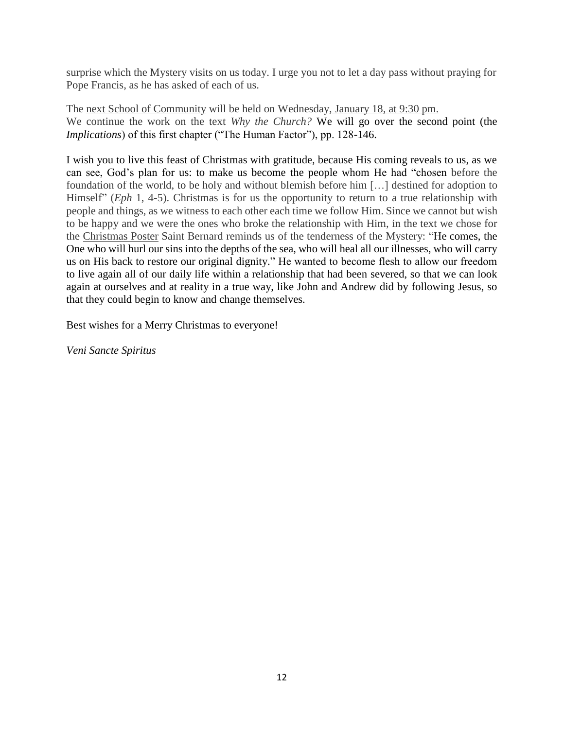surprise which the Mystery visits on us today. I urge you not to let a day pass without praying for Pope Francis, as he has asked of each of us.

The next School of Community will be held on Wednesday, January 18, at 9:30 pm.
We continue the work on the text *Why the Church?* We will go over the second point (the *Implications*) of this first chapter ("The Human Factor"), pp. 128-146.

I wish you to live this feast of Christmas with gratitude, because His coming reveals to us, as we can see, God's plan for us: to make us become the people whom He had "chosen before the foundation of the world, to be holy and without blemish before him […] destined for adoption to Himself" (*Eph* 1, 4-5). Christmas is for us the opportunity to return to a true relationship with people and things, as we witness to each other each time we follow Him. Since we cannot but wish to be happy and we were the ones who broke the relationship with Him, in the text we chose for the Christmas Poster Saint Bernard reminds us of the tenderness of the Mystery: "He comes, the One who will hurl our sins into the depths of the sea, who will heal all our illnesses, who will carry us on His back to restore our original dignity." He wanted to become flesh to allow our freedom to live again all of our daily life within a relationship that had been severed, so that we can look again at ourselves and at reality in a true way, like John and Andrew did by following Jesus, so that they could begin to know and change themselves.

Best wishes for a Merry Christmas to everyone!

*Veni Sancte Spiritus*